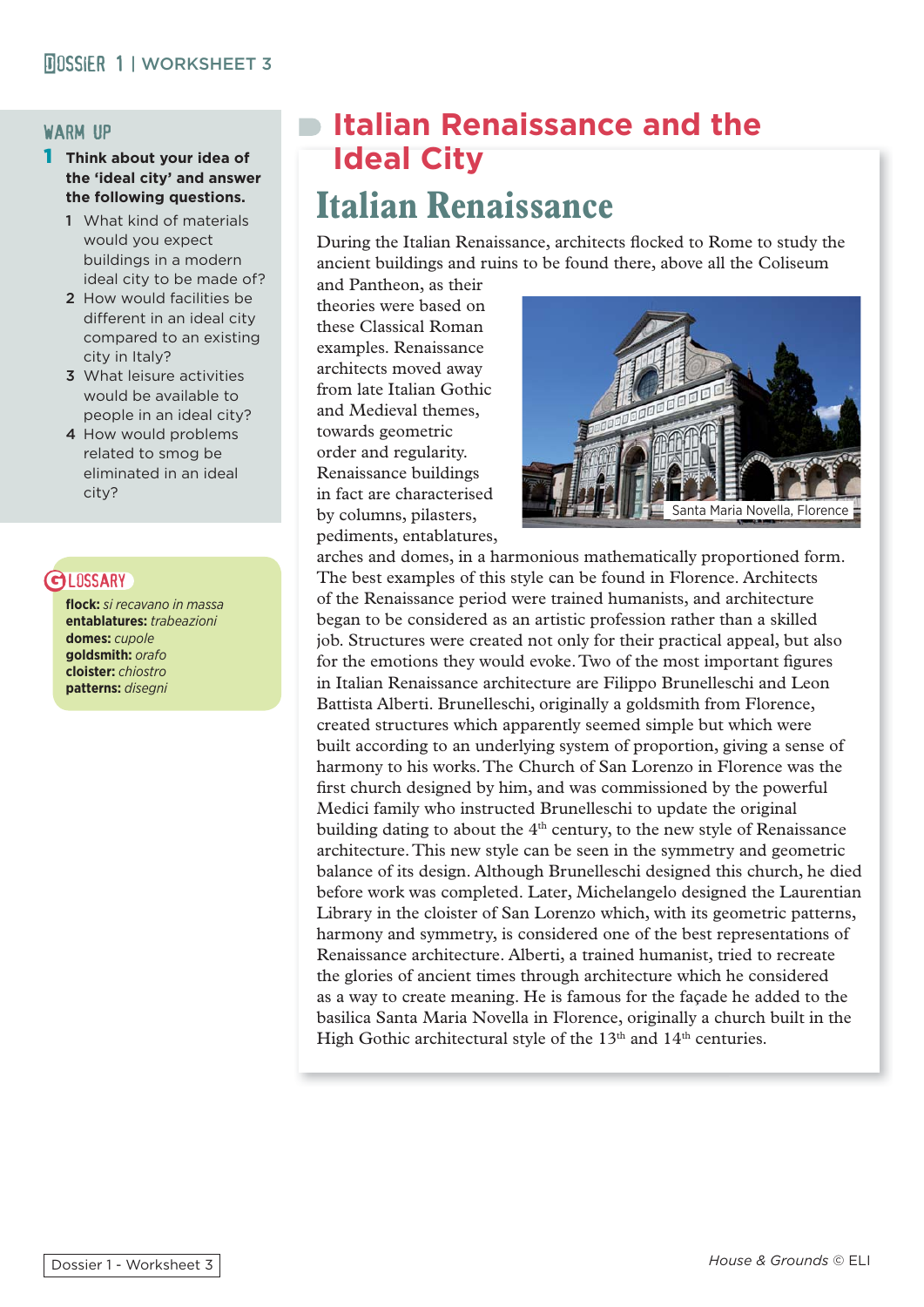## WARM UP

**1 Think about your idea of the 'ideal city' and answer the following questions.**

1. What kind of materials would you expect buildings in a modern ideal city to be made of?
2. How would facilities be different in an ideal city compared to an existing city in Italy?
3. What leisure activities would be available to people in an ideal city?
4. How would problems related to smog be eliminated in an ideal city?

## GLOSSARY

**flock:** *si recavano in massa*
**entablatures:** *trabeazioni*
**domes:** *cupole*
**goldsmith:** *orafo*
**cloister:** *chiostro*
**patterns:** *disegni*

# Italian Renaissance and the Ideal City

## Italian Renaissance

During the Italian Renaissance, architects flocked to Rome to study the ancient buildings and ruins to be found there, above all the Coliseum and Pantheon, as their theories were based on these Classical Roman examples. Renaissance architects moved away from late Italian Gothic and Medieval themes, towards geometric order and regularity. Renaissance buildings in fact are characterised by columns, pilasters, pediments, entablatures, arches and domes, in a harmonious mathematically proportioned form. The best examples of this style can be found in Florence. Architects of the Renaissance period were trained humanists, and architecture began to be considered as an artistic profession rather than a skilled job. Structures were created not only for their practical appeal, but also for the emotions they would evoke. Two of the most important figures in Italian Renaissance architecture are Filippo Brunelleschi and Leon Battista Alberti. Brunelleschi, originally a goldsmith from Florence, created structures which apparently seemed simple but which were built according to an underlying system of proportion, giving a sense of harmony to his works. The Church of San Lorenzo in Florence was the first church designed by him, and was commissioned by the powerful Medici family who instructed Brunelleschi to update the original building dating to about the 4th century, to the new style of Renaissance architecture. This new style can be seen in the symmetry and geometric balance of its design. Although Brunelleschi designed this church, he died before work was completed. Later, Michelangelo designed the Laurentian Library in the cloister of San Lorenzo which, with its geometric patterns, harmony and symmetry, is considered one of the best representations of Renaissance architecture. Alberti, a trained humanist, tried to recreate the glories of ancient times through architecture which he considered as a way to create meaning. He is famous for the façade he added to the basilica Santa Maria Novella in Florence, originally a church built in the High Gothic architectural style of the 13th and 14th centuries.

Santa Maria Novella, Florence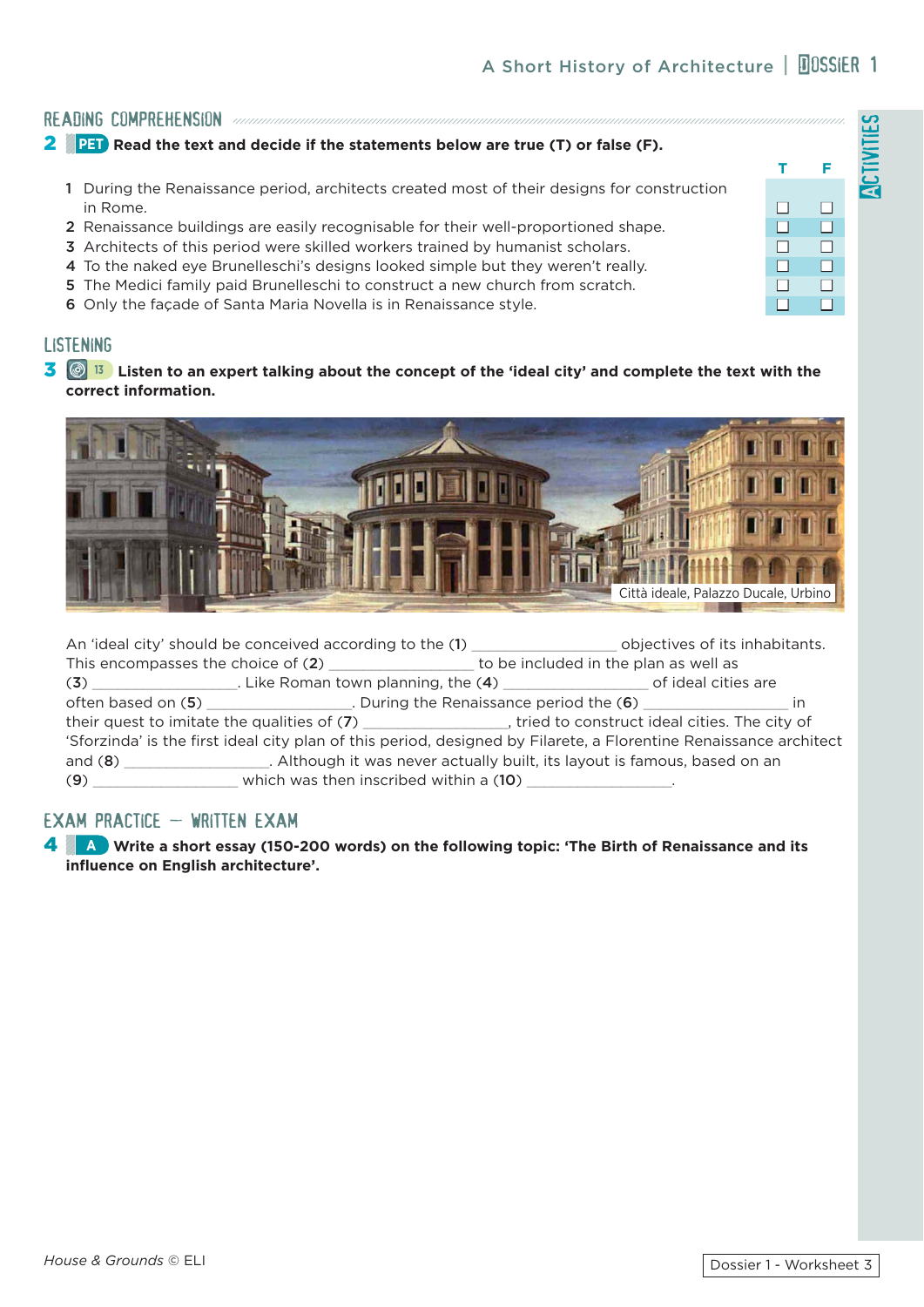## READING COMPREHENSION

**2** PET **Read the text and decide if the statements below are true (T) or false (F).**

| | | T | F |
|---|---|---|---|
| 1 | During the Renaissance period, architects created most of their designs for construction in Rome. | ☐ | ☐ |
| 2 | Renaissance buildings are easily recognisable for their well-proportioned shape. | ☐ | ☐ |
| 3 | Architects of this period were skilled workers trained by humanist scholars. | ☐ | ☐ |
| 4 | To the naked eye Brunelleschi's designs looked simple but they weren't really. | ☐ | ☐ |
| 5 | The Medici family paid Brunelleschi to construct a new church from scratch. | ☐ | ☐ |
| 6 | Only the façade of Santa Maria Novella is in Renaissance style. | ☐ | ☐ |

## LISTENING

**3** 13 **Listen to an expert talking about the concept of the 'ideal city' and complete the text with the correct information.**

Città ideale, Palazzo Ducale, Urbino

An 'ideal city' should be conceived according to the (**1**) ________________ objectives of its inhabitants. This encompasses the choice of (**2**) ________________ to be included in the plan as well as (**3**) ________________. Like Roman town planning, the (**4**) ________________ of ideal cities are often based on (**5**) ________________. During the Renaissance period the (**6**) ________________ in their quest to imitate the qualities of (**7**) ________________, tried to construct ideal cities. The city of 'Sforzinda' is the first ideal city plan of this period, designed by Filarete, a Florentine Renaissance architect and (**8**) ________________. Although it was never actually built, its layout is famous, based on an (**9**) ________________ which was then inscribed within a (**10**) ________________.

## EXAM PRACTICE – WRITTEN EXAM

**4** A **Write a short essay (150-200 words) on the following topic: 'The Birth of Renaissance and its influence on English architecture'.**